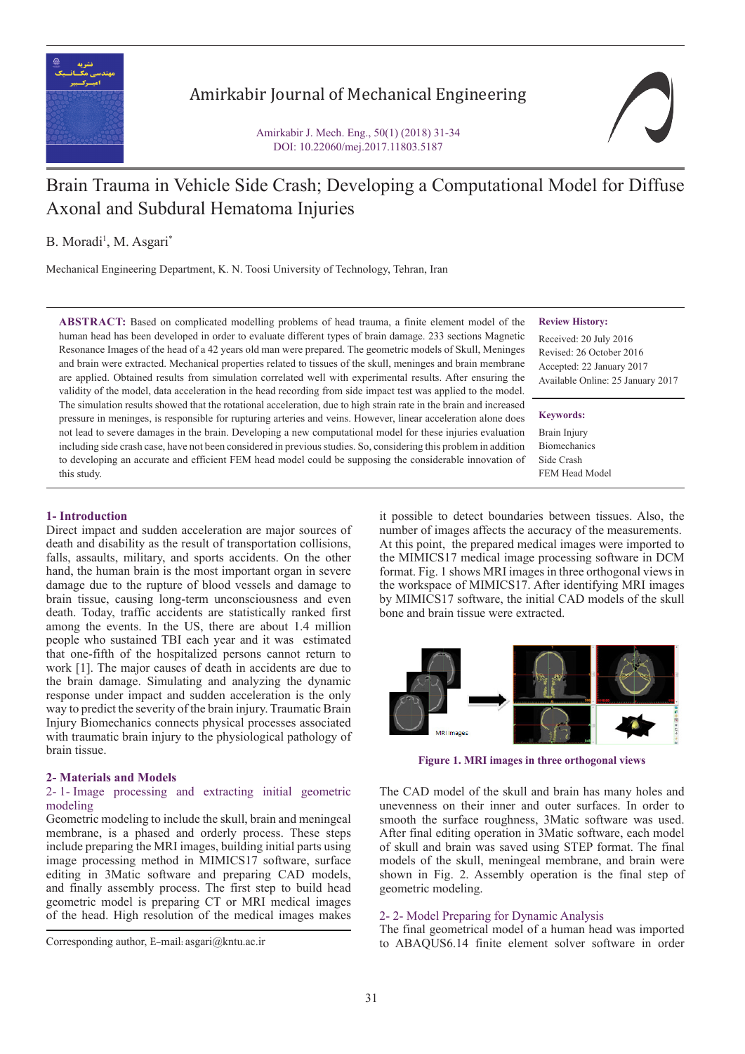Amirkabir Journal of Mechanical Engineering

Amirkabir J. Mech. Eng., 50(1) (2018) 31-34
DOI: 10.22060/mej.2017.11803.5187

# Brain Trauma in Vehicle Side Crash; Developing a Computational Model for Diffuse Axonal and Subdural Hematoma Injuries

B. Moradi[1], M. Asgari[*]

Mechanical Engineering Department, K. N. Toosi University of Technology, Tehran, Iran

**ABSTRACT:** Based on complicated modelling problems of head trauma, a finite element model of the human head has been developed in order to evaluate different types of brain damage. 233 sections Magnetic Resonance Images of the head of a 42 years old man were prepared. The geometric models of Skull, Meninges and brain were extracted. Mechanical properties related to tissues of the skull, meninges and brain membrane are applied. Obtained results from simulation correlated well with experimental results. After ensuring the validity of the model, data acceleration in the head recording from side impact test was applied to the model. The simulation results showed that the rotational acceleration, due to high strain rate in the brain and increased pressure in meninges, is responsible for rupturing arteries and veins. However, linear acceleration alone does not lead to severe damages in the brain. Developing a new computational model for these injuries evaluation including side crash case, have not been considered in previous studies. So, considering this problem in addition to developing an accurate and efficient FEM head model could be supposing the considerable innovation of this study.

**Review History:**

Received: 20 July 2016
Revised: 26 October 2016
Accepted: 22 January 2017
Available Online: 25 January 2017

**Keywords:**

Brain Injury
Biomechanics
Side Crash
FEM Head Model

## 1- Introduction

Direct impact and sudden acceleration are major sources of death and disability as the result of transportation collisions, falls, assaults, military, and sports accidents. On the other hand, the human brain is the most important organ in severe damage due to the rupture of blood vessels and damage to brain tissue, causing long-term unconsciousness and even death. Today, traffic accidents are statistically ranked first among the events. In the US, there are about 1.4 million people who sustained TBI each year and it was estimated that one-fifth of the hospitalized persons cannot return to work [1]. The major causes of death in accidents are due to the brain damage. Simulating and analyzing the dynamic response under impact and sudden acceleration is the only way to predict the severity of the brain injury. Traumatic Brain Injury Biomechanics connects physical processes associated with traumatic brain injury to the physiological pathology of brain tissue.

## 2- Materials and Models

### 2- 1- Image processing and extracting initial geometric modeling

Geometric modeling to include the skull, brain and meningeal membrane, is a phased and orderly process. These steps include preparing the MRI images, building initial parts using image processing method in MIMICS17 software, surface editing in 3Matic software and preparing CAD models, and finally assembly process. The first step to build head geometric model is preparing CT or MRI medical images of the head. High resolution of the medical images makes it possible to detect boundaries between tissues. Also, the number of images affects the accuracy of the measurements. At this point, the prepared medical images were imported to the MIMICS17 medical image processing software in DCM format. Fig. 1 shows MRI images in three orthogonal views in the workspace of MIMICS17. After identifying MRI images by MIMICS17 software, the initial CAD models of the skull bone and brain tissue were extracted.

Figure 1. MRI images in three orthogonal views

The CAD model of the skull and brain has many holes and unevenness on their inner and outer surfaces. In order to smooth the surface roughness, 3Matic software was used. After final editing operation in 3Matic software, each model of skull and brain was saved using STEP format. The final models of the skull, meningeal membrane, and brain were shown in Fig. 2. Assembly operation is the final step of geometric modeling.

### 2- 2- Model Preparing for Dynamic Analysis

The final geometrical model of a human head was imported to ABAQUS6.14 finite element solver software in order

Corresponding author, E-mail: asgari@kntu.ac.ir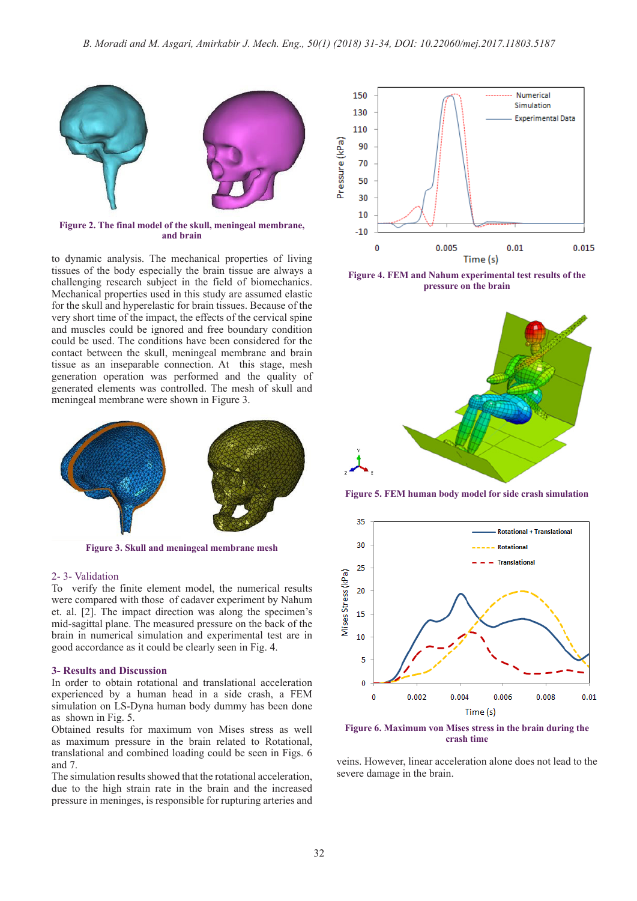Figure 2. The final model of the skull, meningeal membrane, and brain

to dynamic analysis. The mechanical properties of living tissues of the body especially the brain tissue are always a challenging research subject in the field of biomechanics. Mechanical properties used in this study are assumed elastic for the skull and hyperelastic for brain tissues. Because of the very short time of the impact, the effects of the cervical spine and muscles could be ignored and free boundary condition could be used. The conditions have been considered for the contact between the skull, meningeal membrane and brain tissue as an inseparable connection. At this stage, mesh generation operation was performed and the quality of generated elements was controlled. The mesh of skull and meningeal membrane were shown in Figure 3.

Figure 3. Skull and meningeal membrane mesh

## 2- 3- Validation

To verify the finite element model, the numerical results were compared with those of cadaver experiment by Nahum et. al. [2]. The impact direction was along the specimen's mid-sagittal plane. The measured pressure on the back of the brain in numerical simulation and experimental test are in good accordance as it could be clearly seen in Fig. 4.

## 3- Results and Discussion

In order to obtain rotational and translational acceleration experienced by a human head in a side crash, a FEM simulation on LS-Dyna human body dummy has been done as shown in Fig. 5.

Obtained results for maximum von Mises stress as well as maximum pressure in the brain related to Rotational, translational and combined loading could be seen in Figs. 6 and 7.

The simulation results showed that the rotational acceleration, due to the high strain rate in the brain and the increased pressure in meninges, is responsible for rupturing arteries and veins. However, linear acceleration alone does not lead to the severe damage in the brain.

Figure 4. FEM and Nahum experimental test results of the pressure on the brain

Figure 5. FEM human body model for side crash simulation

Figure 6. Maximum von Mises stress in the brain during the crash time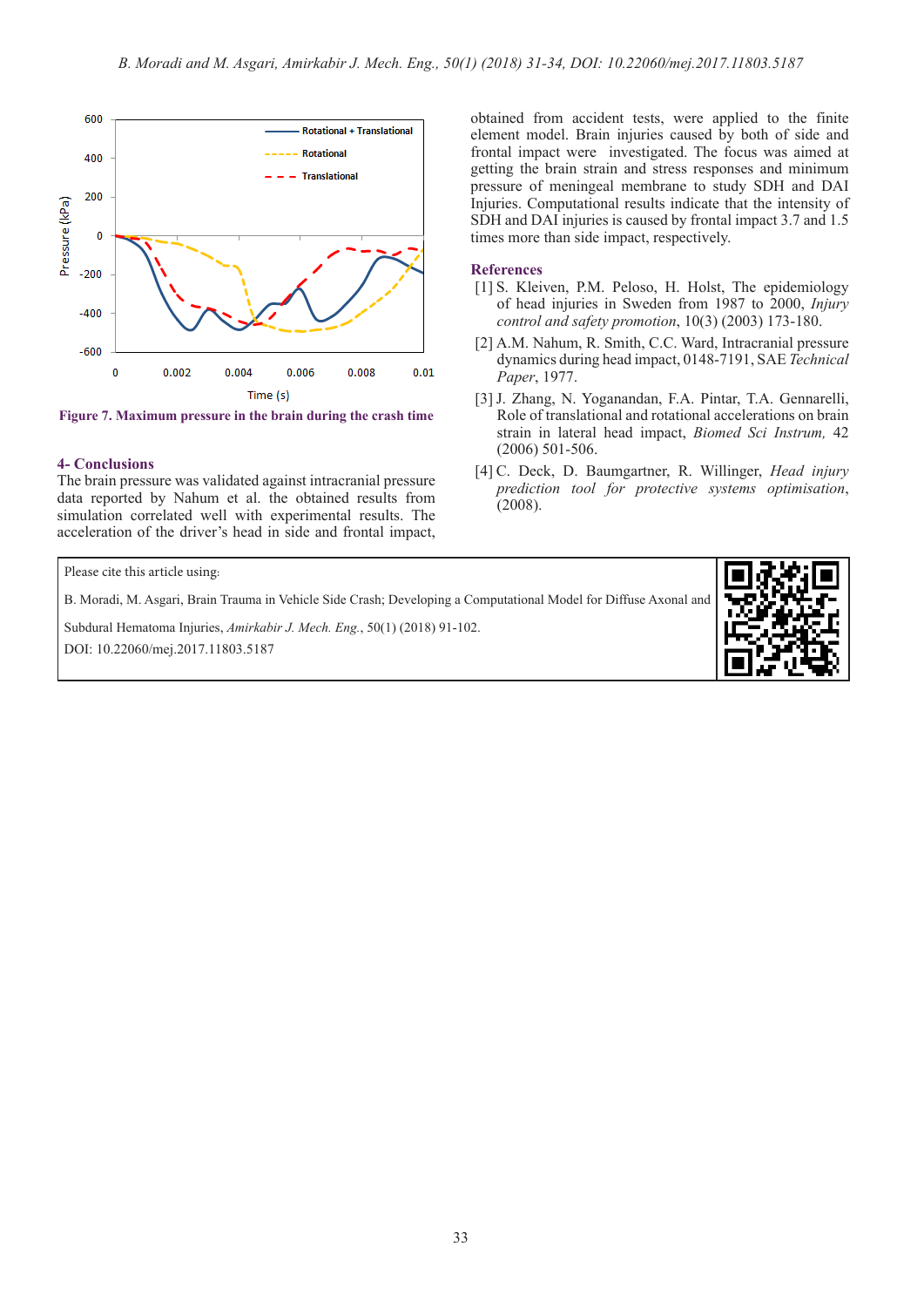600

400

200

0

-200

-400

-600

Pressure (kPa)

0 0.002 0.004 0.006 0.008 0.01

Time (s)

Rotational + Translational

Rotational

Translational

**Figure 7. Maximum pressure in the brain during the crash time**

## 4- Conclusions

The brain pressure was validated against intracranial pressure data reported by Nahum et al. the obtained results from simulation correlated well with experimental results. The acceleration of the driver's head in side and frontal impact, obtained from accident tests, were applied to the finite element model. Brain injuries caused by both of side and frontal impact were investigated. The focus was aimed at getting the brain strain and stress responses and minimum pressure of meningeal membrane to study SDH and DAI Injuries. Computational results indicate that the intensity of SDH and DAI injuries is caused by frontal impact 3.7 and 1.5 times more than side impact, respectively.

## References

[1] S. Kleiven, P.M. Peloso, H. Holst, The epidemiology of head injuries in Sweden from 1987 to 2000, *Injury control and safety promotion*, 10(3) (2003) 173-180.

[2] A.M. Nahum, R. Smith, C.C. Ward, Intracranial pressure dynamics during head impact, 0148-7191, SAE *Technical Paper*, 1977.

[3] J. Zhang, N. Yoganandan, F.A. Pintar, T.A. Gennarelli, Role of translational and rotational accelerations on brain strain in lateral head impact, *Biomed Sci Instrum,* 42 (2006) 501-506.

[4] C. Deck, D. Baumgartner, R. Willinger, *Head injury prediction tool for protective systems optimisation*, (2008).

Please cite this article using:

B. Moradi, M. Asgari, Brain Trauma in Vehicle Side Crash; Developing a Computational Model for Diffuse Axonal and Subdural Hematoma Injuries, *Amirkabir J. Mech. Eng.*, 50(1) (2018) 91-102.

DOI: 10.22060/mej.2017.11803.5187